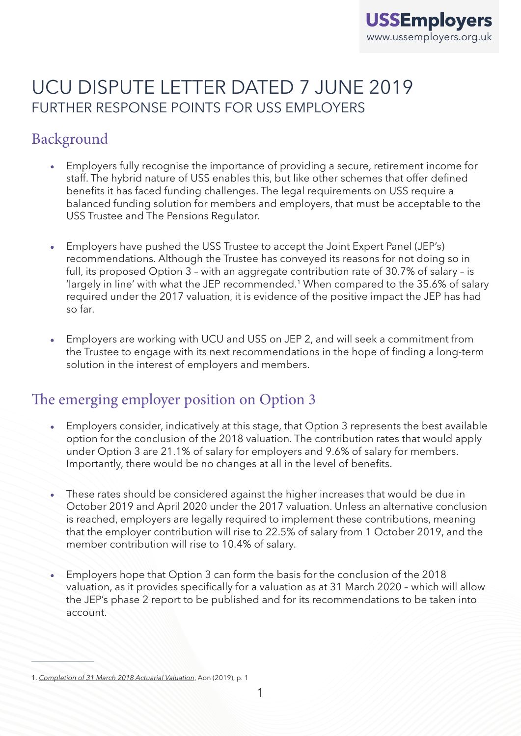# UCU DISPUTE LETTER DATED 7 JUNE 2019

## FURTHER RESPONSE POINTS FOR USS EMPLOYERS

## Background

- Employers fully recognise the importance of providing a secure, retirement income for staff. The hybrid nature of USS enables this, but like other schemes that offer defined benefits it has faced funding challenges. The legal requirements on USS require a balanced funding solution for members and employers, that must be acceptable to the USS Trustee and The Pensions Regulator.

- Employers have pushed the USS Trustee to accept the Joint Expert Panel (JEP's) recommendations. Although the Trustee has conveyed its reasons for not doing so in full, its proposed Option 3 – with an aggregate contribution rate of 30.7% of salary – is 'largely in line' with what the JEP recommended.[1] When compared to the 35.6% of salary required under the 2017 valuation, it is evidence of the positive impact the JEP has had so far.

- Employers are working with UCU and USS on JEP 2, and will seek a commitment from the Trustee to engage with its next recommendations in the hope of finding a long-term solution in the interest of employers and members.

## The emerging employer position on Option 3

- Employers consider, indicatively at this stage, that Option 3 represents the best available option for the conclusion of the 2018 valuation. The contribution rates that would apply under Option 3 are 21.1% of salary for employers and 9.6% of salary for members. Importantly, there would be no changes at all in the level of benefits.

- These rates should be considered against the higher increases that would be due in October 2019 and April 2020 under the 2017 valuation. Unless an alternative conclusion is reached, employers are legally required to implement these contributions, meaning that the employer contribution will rise to 22.5% of salary from 1 October 2019, and the member contribution will rise to 10.4% of salary.

- Employers hope that Option 3 can form the basis for the conclusion of the 2018 valuation, as it provides specifically for a valuation as at 31 March 2020 – which will allow the JEP's phase 2 report to be published and for its recommendations to be taken into account.

---

1. *Completion of 31 March 2018 Actuarial Valuation*, Aon (2019), p. 1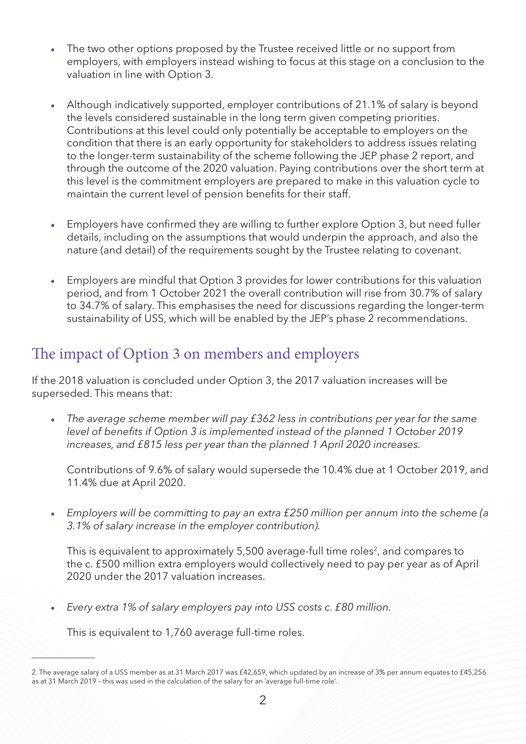- The two other options proposed by the Trustee received little or no support from employers, with employers instead wishing to focus at this stage on a conclusion to the valuation in line with Option 3.

- Although indicatively supported, employer contributions of 21.1% of salary is beyond the levels considered sustainable in the long term given competing priorities. Contributions at this level could only potentially be acceptable to employers on the condition that there is an early opportunity for stakeholders to address issues relating to the longer-term sustainability of the scheme following the JEP phase 2 report, and through the outcome of the 2020 valuation. Paying contributions over the short term at this level is the commitment employers are prepared to make in this valuation cycle to maintain the current level of pension benefits for their staff.

- Employers have confirmed they are willing to further explore Option 3, but need fuller details, including on the assumptions that would underpin the approach, and also the nature (and detail) of the requirements sought by the Trustee relating to covenant.

- Employers are mindful that Option 3 provides for lower contributions for this valuation period, and from 1 October 2021 the overall contribution will rise from 30.7% of salary to 34.7% of salary. This emphasises the need for discussions regarding the longer-term sustainability of USS, which will be enabled by the JEP's phase 2 recommendations.

## The impact of Option 3 on members and employers

If the 2018 valuation is concluded under Option 3, the 2017 valuation increases will be superseded. This means that:

- *The average scheme member will pay £362 less in contributions per year for the same level of benefits if Option 3 is implemented instead of the planned 1 October 2019 increases, and £815 less per year than the planned 1 April 2020 increases.*

  Contributions of 9.6% of salary would supersede the 10.4% due at 1 October 2019, and 11.4% due at April 2020.

- *Employers will be committing to pay an extra £250 million per annum into the scheme (a 3.1% of salary increase in the employer contribution).*

  This is equivalent to approximately 5,500 average-full time roles[2], and compares to the c. £500 million extra employers would collectively need to pay per year as of April 2020 under the 2017 valuation increases.

- *Every extra 1% of salary employers pay into USS costs c. £80 million.*

  This is equivalent to 1,760 average full-time roles.

---

2. The average salary of a USS member as at 31 March 2017 was £42,659, which updated by an increase of 3% per annum equates to £45,256 as at 31 March 2019 – this was used in the calculation of the salary for an 'average full-time role'.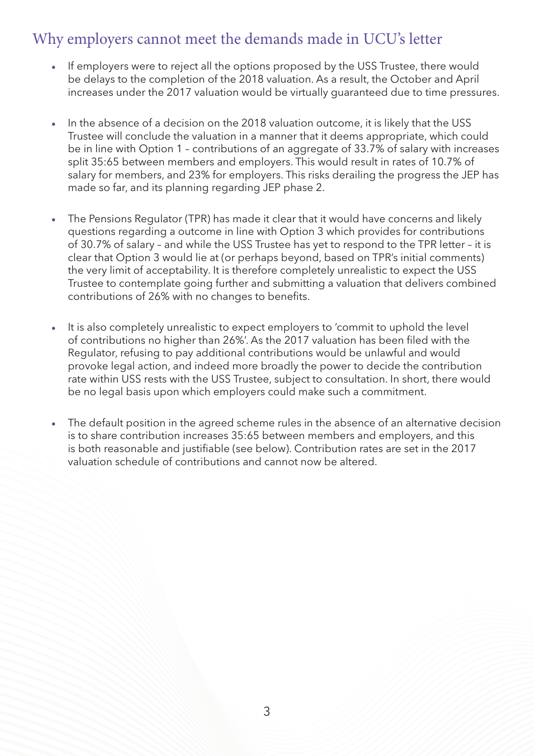## Why employers cannot meet the demands made in UCU's letter

- If employers were to reject all the options proposed by the USS Trustee, there would be delays to the completion of the 2018 valuation. As a result, the October and April increases under the 2017 valuation would be virtually guaranteed due to time pressures.

- In the absence of a decision on the 2018 valuation outcome, it is likely that the USS Trustee will conclude the valuation in a manner that it deems appropriate, which could be in line with Option 1 – contributions of an aggregate of 33.7% of salary with increases split 35:65 between members and employers. This would result in rates of 10.7% of salary for members, and 23% for employers. This risks derailing the progress the JEP has made so far, and its planning regarding JEP phase 2.

- The Pensions Regulator (TPR) has made it clear that it would have concerns and likely questions regarding a outcome in line with Option 3 which provides for contributions of 30.7% of salary – and while the USS Trustee has yet to respond to the TPR letter – it is clear that Option 3 would lie at (or perhaps beyond, based on TPR's initial comments) the very limit of acceptability. It is therefore completely unrealistic to expect the USS Trustee to contemplate going further and submitting a valuation that delivers combined contributions of 26% with no changes to benefits.

- It is also completely unrealistic to expect employers to 'commit to uphold the level of contributions no higher than 26%'. As the 2017 valuation has been filed with the Regulator, refusing to pay additional contributions would be unlawful and would provoke legal action, and indeed more broadly the power to decide the contribution rate within USS rests with the USS Trustee, subject to consultation. In short, there would be no legal basis upon which employers could make such a commitment.

- The default position in the agreed scheme rules in the absence of an alternative decision is to share contribution increases 35:65 between members and employers, and this is both reasonable and justifiable (see below). Contribution rates are set in the 2017 valuation schedule of contributions and cannot now be altered.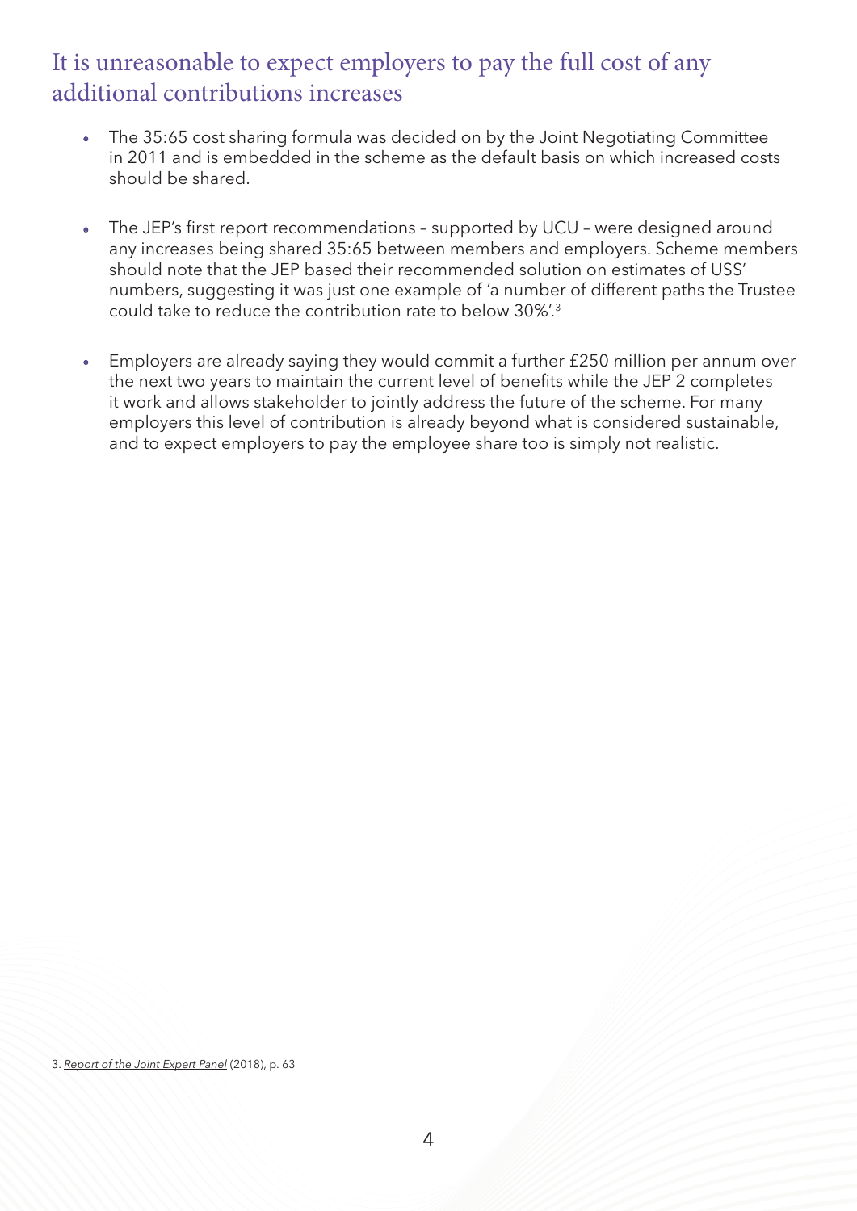## It is unreasonable to expect employers to pay the full cost of any additional contributions increases

- The 35:65 cost sharing formula was decided on by the Joint Negotiating Committee in 2011 and is embedded in the scheme as the default basis on which increased costs should be shared.

- The JEP's first report recommendations – supported by UCU – were designed around any increases being shared 35:65 between members and employers. Scheme members should note that the JEP based their recommended solution on estimates of USS' numbers, suggesting it was just one example of 'a number of different paths the Trustee could take to reduce the contribution rate to below 30%'.[3]

- Employers are already saying they would commit a further £250 million per annum over the next two years to maintain the current level of benefits while the JEP 2 completes it work and allows stakeholder to jointly address the future of the scheme. For many employers this level of contribution is already beyond what is considered sustainable, and to expect employers to pay the employee share too is simply not realistic.

---

3. *Report of the Joint Expert Panel* (2018), p. 63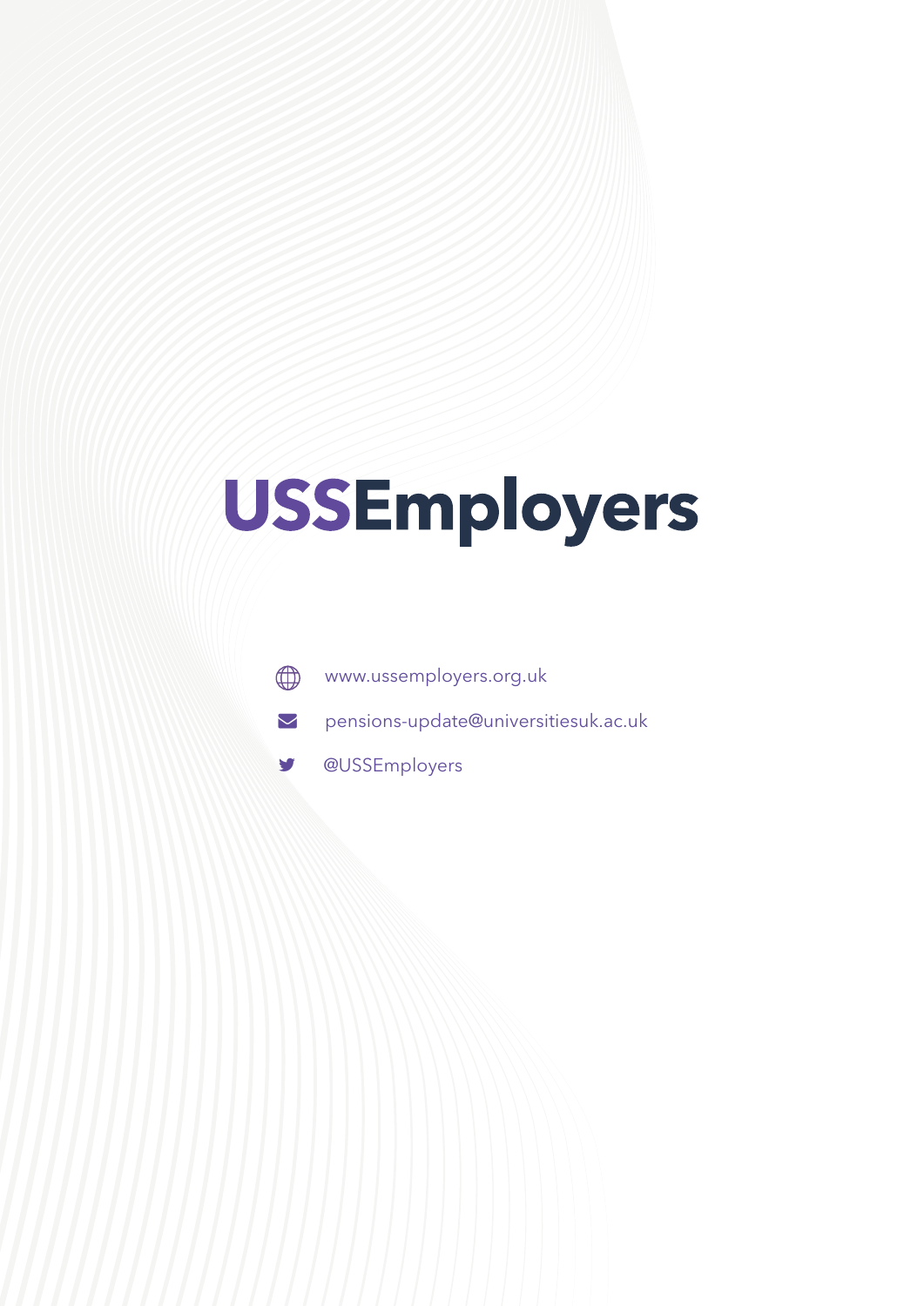# USSEmployers

www.ussemployers.org.uk

pensions-update@universitiesuk.ac.uk

@USSEmployers